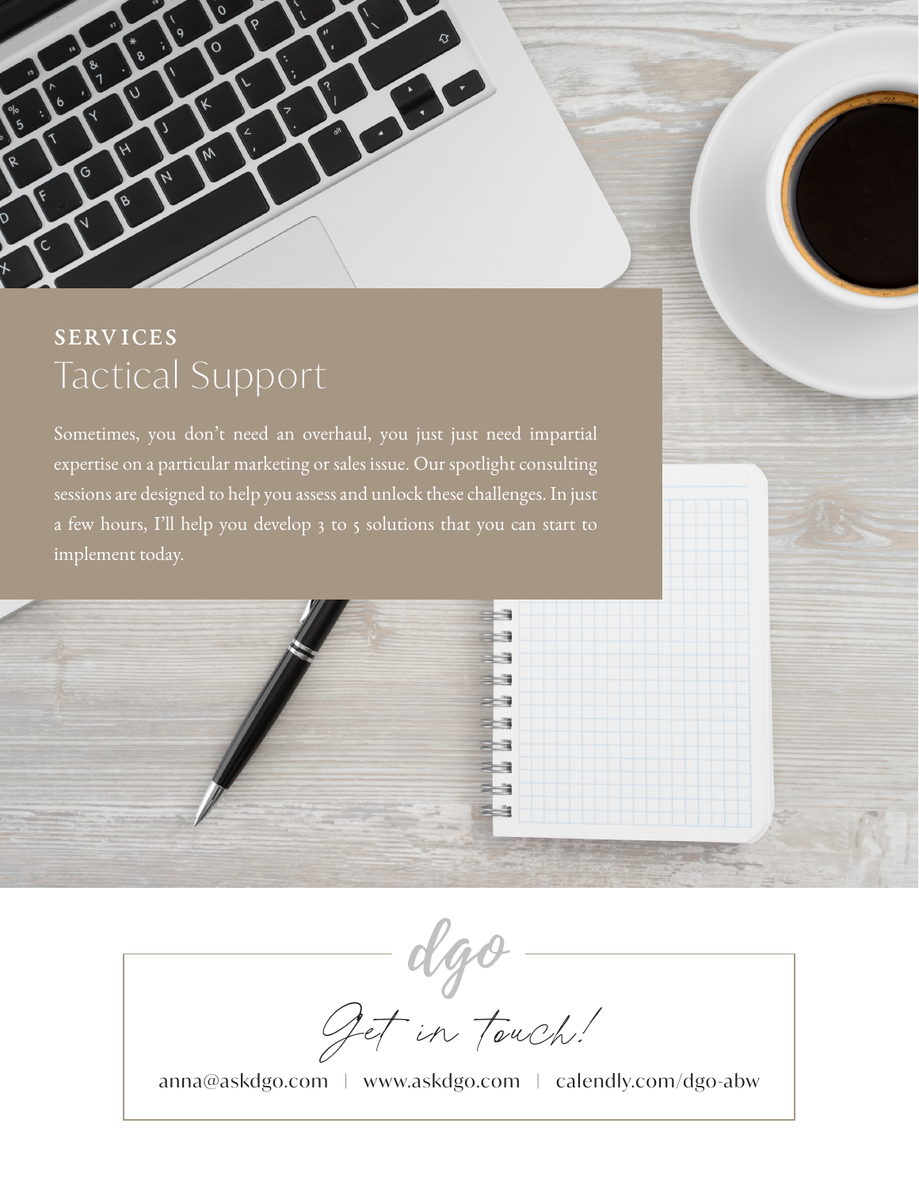SERVICES

# Tactical Support

Sometimes, you don't need an overhaul, you just just need impartial expertise on a particular marketing or sales issue. Our spotlight consulting sessions are designed to help you assess and unlock these challenges. In just a few hours, I'll help you develop 3 to 5 solutions that you can start to implement today.

dgo

*Get in touch!*

anna@askdgo.com | www.askdgo.com | calendly.com/dgo-abw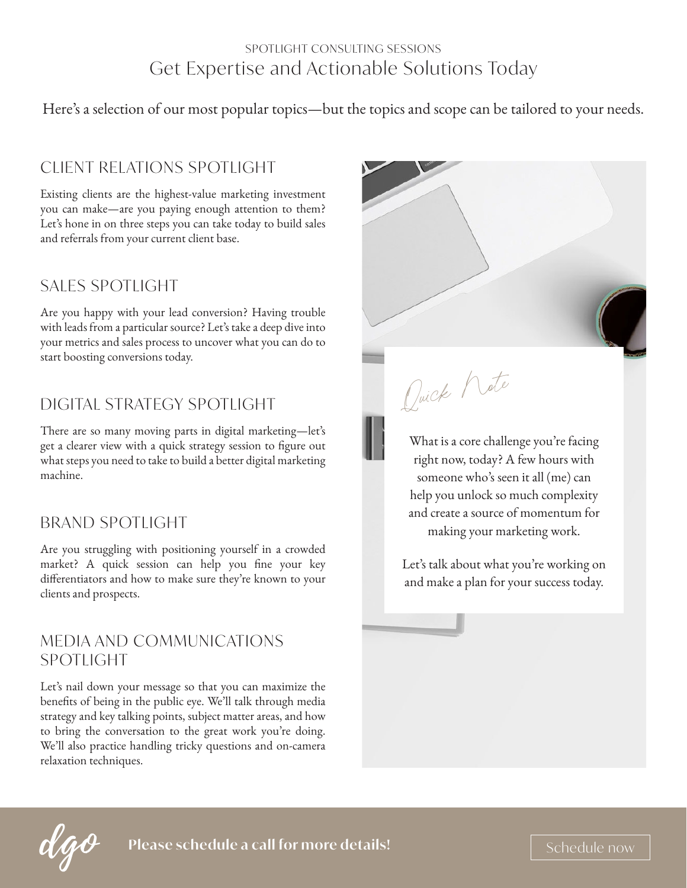SPOTLIGHT CONSULTING SESSIONS

# Get Expertise and Actionable Solutions Today

Here's a selection of our most popular topics—but the topics and scope can be tailored to your needs.

## CLIENT RELATIONS SPOTLIGHT

Existing clients are the highest-value marketing investment you can make—are you paying enough attention to them? Let's hone in on three steps you can take today to build sales and referrals from your current client base.

## SALES SPOTLIGHT

Are you happy with your lead conversion? Having trouble with leads from a particular source? Let's take a deep dive into your metrics and sales process to uncover what you can do to start boosting conversions today.

## DIGITAL STRATEGY SPOTLIGHT

There are so many moving parts in digital marketing—let's get a clearer view with a quick strategy session to figure out what steps you need to take to build a better digital marketing machine.

## BRAND SPOTLIGHT

Are you struggling with positioning yourself in a crowded market? A quick session can help you fine your key differentiators and how to make sure they're known to your clients and prospects.

## MEDIA AND COMMUNICATIONS SPOTLIGHT

Let's nail down your message so that you can maximize the benefits of being in the public eye. We'll talk through media strategy and key talking points, subject matter areas, and how to bring the conversation to the great work you're doing. We'll also practice handling tricky questions and on-camera relaxation techniques.

*Quick Note*

What is a core challenge you're facing right now, today? A few hours with someone who's seen it all (me) can help you unlock so much complexity and create a source of momentum for making your marketing work.

Let's talk about what you're working on and make a plan for your success today.

dgo

**Please schedule a call for more details!**

Schedule now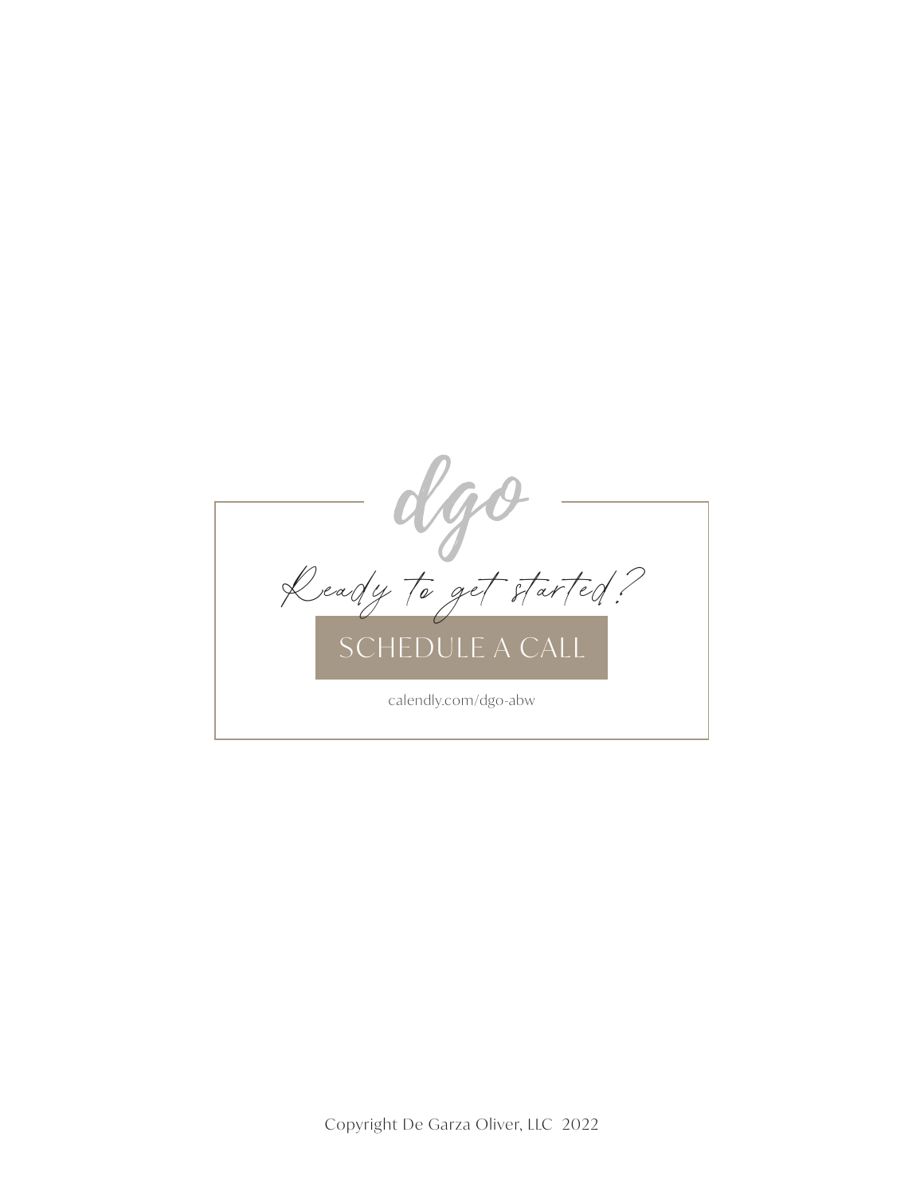dgo

*Ready to get started?*

SCHEDULE A CALL

calendly.com/dgo-abw

Copyright De Garza Oliver, LLC 2022